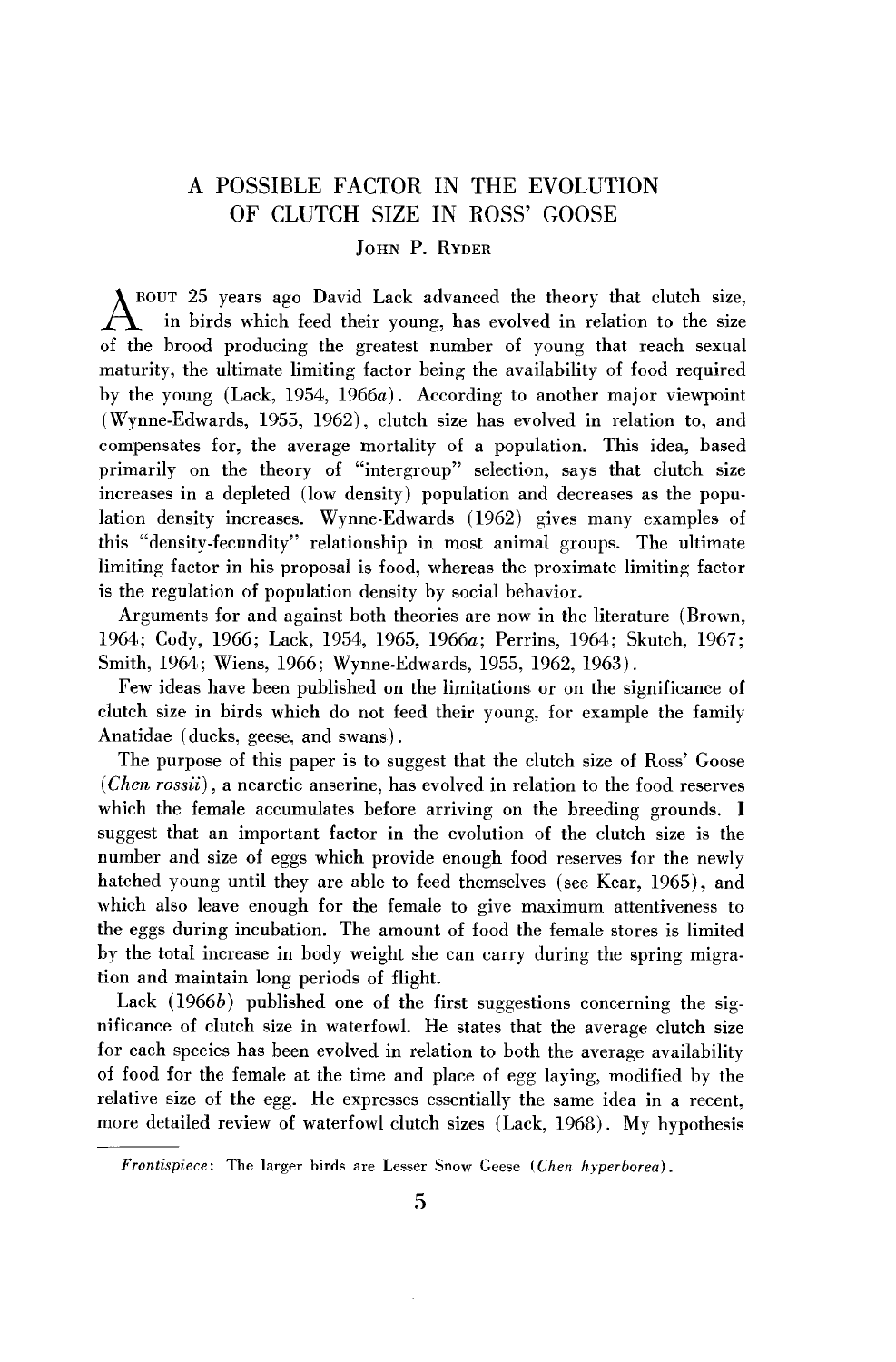# A POSSIBLE FACTOR IN THE EVOLUTION OF CLUTCH SIZE IN ROSS' GOOSE

JOHN P. RYDER

About 25 years ago David Lack advanced the theory that clutch size, in birds which feed their young, has evolved in relation to the size of the brood producing the greatest number of young that reach sexual maturity, the ultimate limiting factor being the availability of food required by the young (Lack, 1954, 1966*a*). According to another major viewpoint (Wynne-Edwards, 1955, 1962), clutch size has evolved in relation to, and compensates for, the average mortality of a population. This idea, based primarily on the theory of "intergroup" selection, says that clutch size increases in a depleted (low density) population and decreases as the population density increases. Wynne-Edwards (1962) gives many examples of this "density-fecundity" relationship in most animal groups. The ultimate limiting factor in his proposal is food, whereas the proximate limiting factor is the regulation of population density by social behavior.

Arguments for and against both theories are now in the literature (Brown, 1964; Cody, 1966; Lack, 1954, 1965, 1966*a*; Perrins, 1964; Skutch, 1967; Smith, 1964; Wiens, 1966; Wynne-Edwards, 1955, 1962, 1963).

Few ideas have been published on the limitations or on the significance of clutch size in birds which do not feed their young, for example the family Anatidae (ducks, geese, and swans).

The purpose of this paper is to suggest that the clutch size of Ross' Goose (*Chen rossii*), a nearctic anserine, has evolved in relation to the food reserves which the female accumulates before arriving on the breeding grounds. I suggest that an important factor in the evolution of the clutch size is the number and size of eggs which provide enough food reserves for the newly hatched young until they are able to feed themselves (see Kear, 1965), and which also leave enough for the female to give maximum attentiveness to the eggs during incubation. The amount of food the female stores is limited by the total increase in body weight she can carry during the spring migration and maintain long periods of flight.

Lack (1966*b*) published one of the first suggestions concerning the significance of clutch size in waterfowl. He states that the average clutch size for each species has been evolved in relation to both the average availability of food for the female at the time and place of egg laying, modified by the relative size of the egg. He expresses essentially the same idea in a recent, more detailed review of waterfowl clutch sizes (Lack, 1968). My hypothesis

*Frontispiece*: The larger birds are Lesser Snow Geese (*Chen hyperborea*).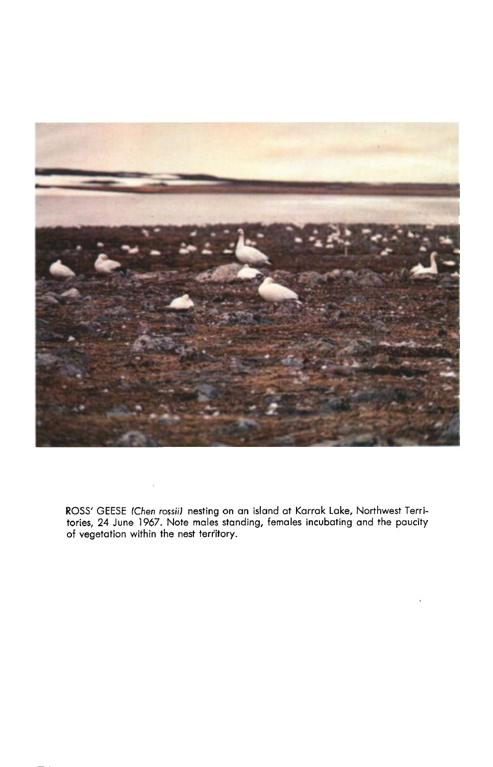ROSS' GEESE *(Chen rossii)* nesting on an island at Karrak Lake, Northwest Territories, 24 June 1967. Note males standing, females incubating and the paucity of vegetation within the nest territory.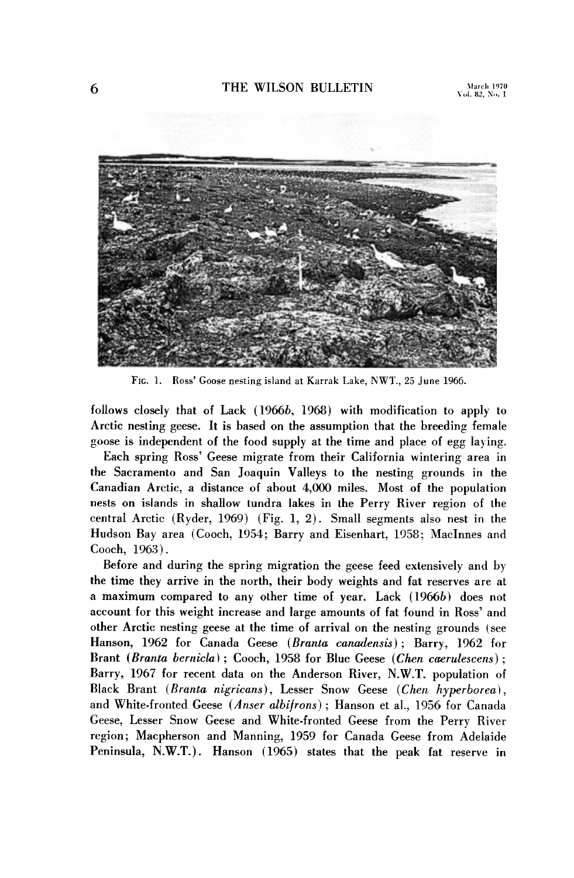FIG. 1. Ross' Goose nesting island at Karrak Lake, NWT., 25 June 1966.

follows closely that of Lack (1966*b*, 1968) with modification to apply to Arctic nesting geese. It is based on the assumption that the breeding female goose is independent of the food supply at the time and place of egg laying.

Each spring Ross' Geese migrate from their California wintering area in the Sacramento and San Joaquin Valleys to the nesting grounds in the Canadian Arctic, a distance of about 4,000 miles. Most of the population nests on islands in shallow tundra lakes in the Perry River region of the central Arctic (Ryder, 1969) (Fig. 1, 2). Small segments also nest in the Hudson Bay area (Cooch, 1954; Barry and Eisenhart, 1958; MacInnes and Cooch, 1963).

Before and during the spring migration the geese feed extensively and by the time they arrive in the north, their body weights and fat reserves are at a maximum compared to any other time of year. Lack (1966*b*) does not account for this weight increase and large amounts of fat found in Ross' and other Arctic nesting geese at the time of arrival on the nesting grounds (see Hanson, 1962 for Canada Geese (*Branta canadensis*); Barry, 1962 for Brant (*Branta bernicla*); Cooch, 1958 for Blue Geese (*Chen cærulescens*); Barry, 1967 for recent data on the Anderson River, N.W.T. population of Black Brant (*Branta nigricans*), Lesser Snow Geese (*Chen hyperborea*), and White-fronted Geese (*Anser albifrons*); Hanson et al., 1956 for Canada Geese, Lesser Snow Geese and White-fronted Geese from the Perry River region; Macpherson and Manning, 1959 for Canada Geese from Adelaide Peninsula, N.W.T.). Hanson (1965) states that the peak fat reserve in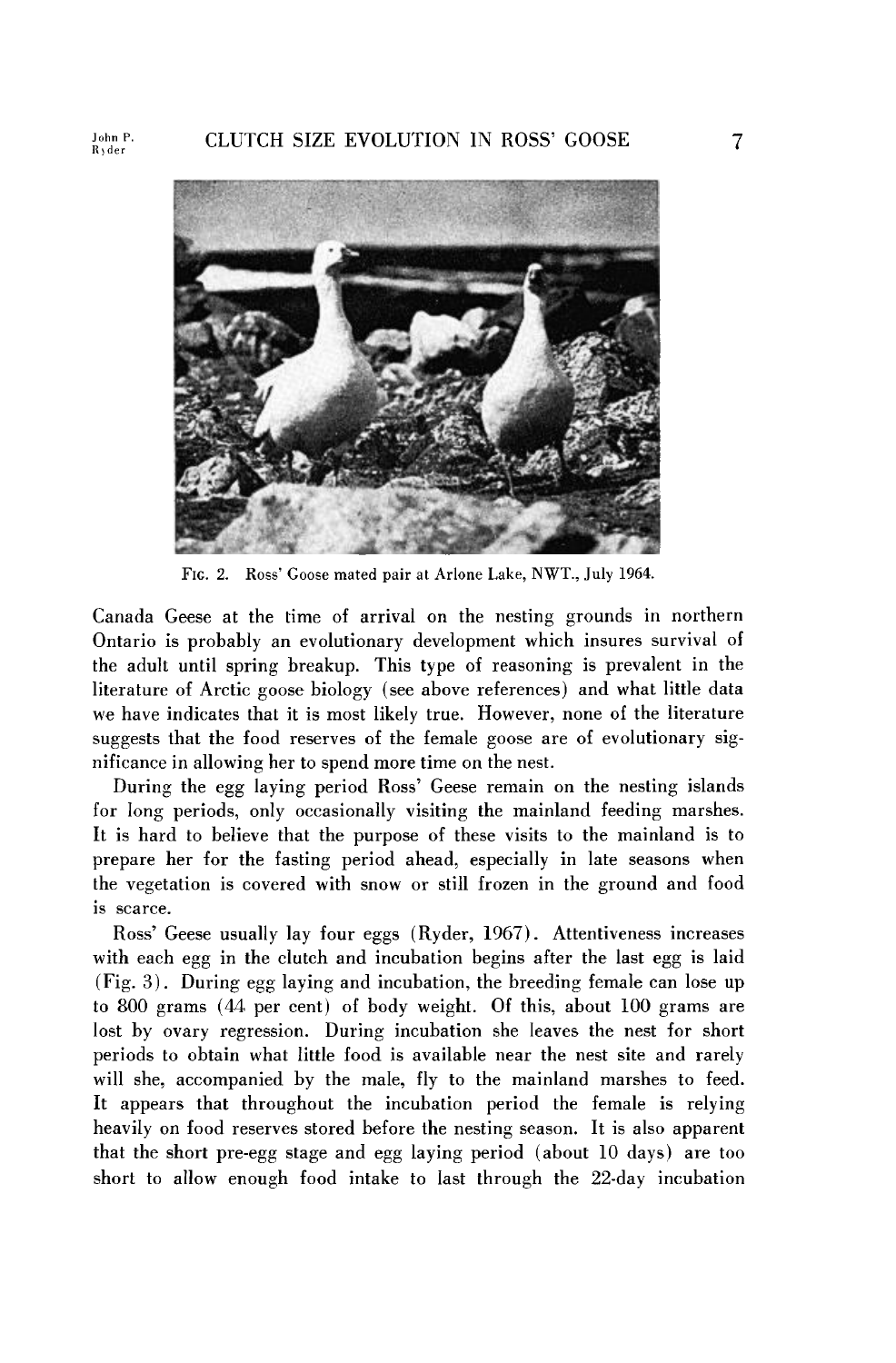FIG. 2. Ross' Goose mated pair at Arlone Lake, NWT., July 1964.

Canada Geese at the time of arrival on the nesting grounds in northern Ontario is probably an evolutionary development which insures survival of the adult until spring breakup. This type of reasoning is prevalent in the literature of Arctic goose biology (see above references) and what little data we have indicates that it is most likely true. However, none of the literature suggests that the food reserves of the female goose are of evolutionary significance in allowing her to spend more time on the nest.

During the egg laying period Ross' Geese remain on the nesting islands for long periods, only occasionally visiting the mainland feeding marshes. It is hard to believe that the purpose of these visits to the mainland is to prepare her for the fasting period ahead, especially in late seasons when the vegetation is covered with snow or still frozen in the ground and food is scarce.

Ross' Geese usually lay four eggs (Ryder, 1967). Attentiveness increases with each egg in the clutch and incubation begins after the last egg is laid (Fig. 3). During egg laying and incubation, the breeding female can lose up to 800 grams (44 per cent) of body weight. Of this, about 100 grams are lost by ovary regression. During incubation she leaves the nest for short periods to obtain what little food is available near the nest site and rarely will she, accompanied by the male, fly to the mainland marshes to feed. It appears that throughout the incubation period the female is relying heavily on food reserves stored before the nesting season. It is also apparent that the short pre-egg stage and egg laying period (about 10 days) are too short to allow enough food intake to last through the 22-day incubation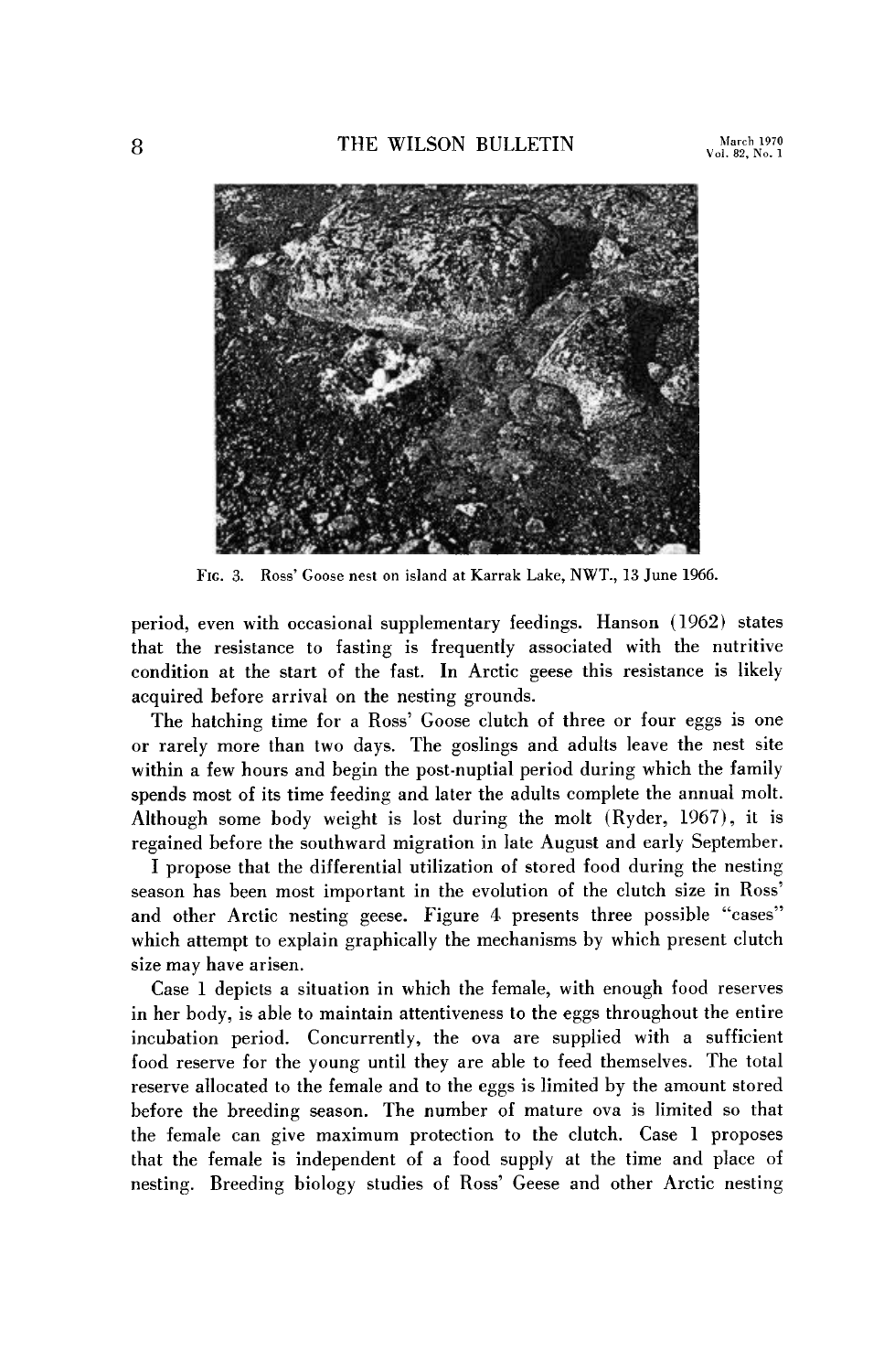FIG. 3. Ross' Goose nest on island at Karrak Lake, NWT., 13 June 1966.

period, even with occasional supplementary feedings. Hanson (1962) states that the resistance to fasting is frequently associated with the nutritive condition at the start of the fast. In Arctic geese this resistance is likely acquired before arrival on the nesting grounds.

The hatching time for a Ross' Goose clutch of three or four eggs is one or rarely more than two days. The goslings and adults leave the nest site within a few hours and begin the post-nuptial period during which the family spends most of its time feeding and later the adults complete the annual molt. Although some body weight is lost during the molt (Ryder, 1967), it is regained before the southward migration in late August and early September.

I propose that the differential utilization of stored food during the nesting season has been most important in the evolution of the clutch size in Ross' and other Arctic nesting geese. Figure 4 presents three possible "cases" which attempt to explain graphically the mechanisms by which present clutch size may have arisen.

Case 1 depicts a situation in which the female, with enough food reserves in her body, is able to maintain attentiveness to the eggs throughout the entire incubation period. Concurrently, the ova are supplied with a sufficient food reserve for the young until they are able to feed themselves. The total reserve allocated to the female and to the eggs is limited by the amount stored before the breeding season. The number of mature ova is limited so that the female can give maximum protection to the clutch. Case 1 proposes that the female is independent of a food supply at the time and place of nesting. Breeding biology studies of Ross' Geese and other Arctic nesting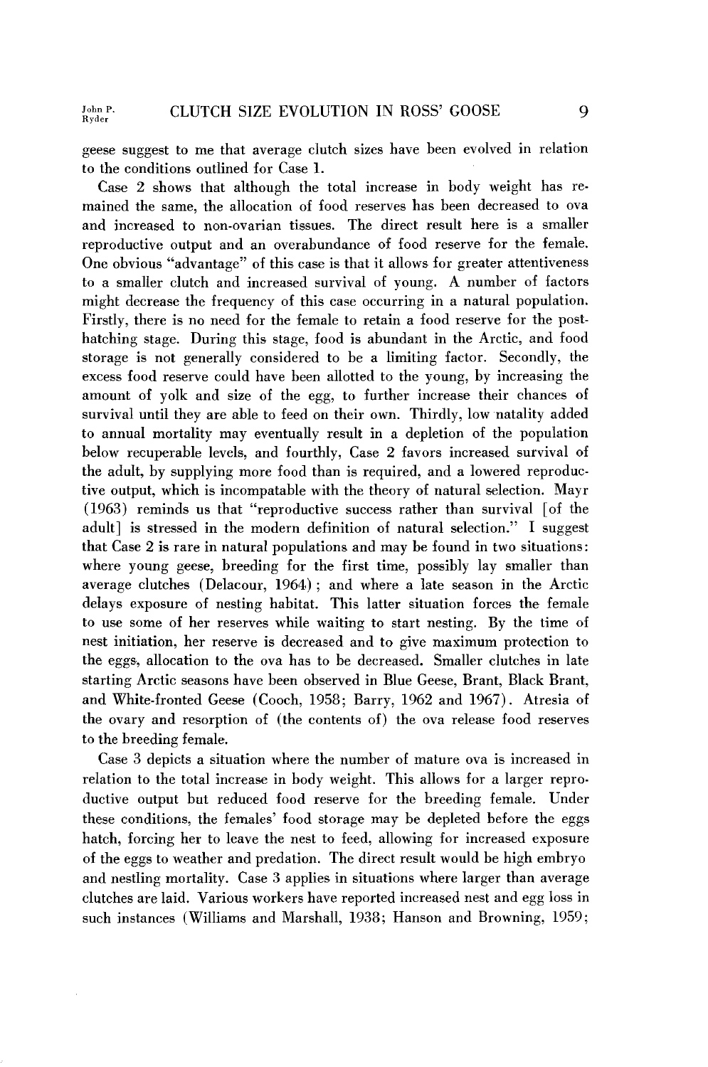geese suggest to me that average clutch sizes have been evolved in relation to the conditions outlined for Case 1.

Case 2 shows that although the total increase in body weight has remained the same, the allocation of food reserves has been decreased to ova and increased to non-ovarian tissues. The direct result here is a smaller reproductive output and an overabundance of food reserve for the female. One obvious "advantage" of this case is that it allows for greater attentiveness to a smaller clutch and increased survival of young. A number of factors might decrease the frequency of this case occurring in a natural population. Firstly, there is no need for the female to retain a food reserve for the post-hatching stage. During this stage, food is abundant in the Arctic, and food storage is not generally considered to be a limiting factor. Secondly, the excess food reserve could have been allotted to the young, by increasing the amount of yolk and size of the egg, to further increase their chances of survival until they are able to feed on their own. Thirdly, low natality added to annual mortality may eventually result in a depletion of the population below recuperable levels, and fourthly, Case 2 favors increased survival of the adult, by supplying more food than is required, and a lowered reproductive output, which is incompatable with the theory of natural selection. Mayr (1963) reminds us that "reproductive success rather than survival [of the adult] is stressed in the modern definition of natural selection." I suggest that Case 2 is rare in natural populations and may be found in two situations: where young geese, breeding for the first time, possibly lay smaller than average clutches (Delacour, 1964); and where a late season in the Arctic delays exposure of nesting habitat. This latter situation forces the female to use some of her reserves while waiting to start nesting. By the time of nest initiation, her reserve is decreased and to give maximum protection to the eggs, allocation to the ova has to be decreased. Smaller clutches in late starting Arctic seasons have been observed in Blue Geese, Brant, Black Brant, and White-fronted Geese (Cooch, 1958; Barry, 1962 and 1967). Atresia of the ovary and resorption of (the contents of) the ova release food reserves to the breeding female.

Case 3 depicts a situation where the number of mature ova is increased in relation to the total increase in body weight. This allows for a larger reproductive output but reduced food reserve for the breeding female. Under these conditions, the females' food storage may be depleted before the eggs hatch, forcing her to leave the nest to feed, allowing for increased exposure of the eggs to weather and predation. The direct result would be high embryo and nestling mortality. Case 3 applies in situations where larger than average clutches are laid. Various workers have reported increased nest and egg loss in such instances (Williams and Marshall, 1938; Hanson and Browning, 1959;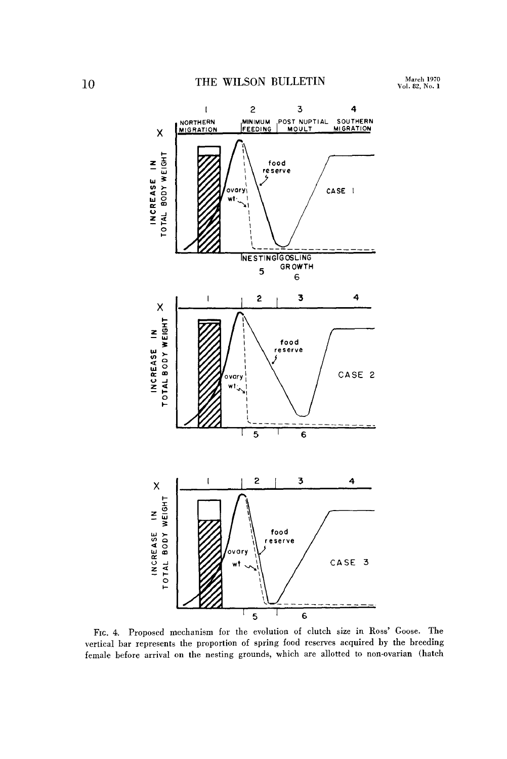FIG. 4. Proposed mechanism for the evolution of clutch size in Ross' Goose. The vertical bar represents the proportion of spring food reserves acquired by the breeding female before arrival on the nesting grounds, which are allotted to non-ovarian (hatch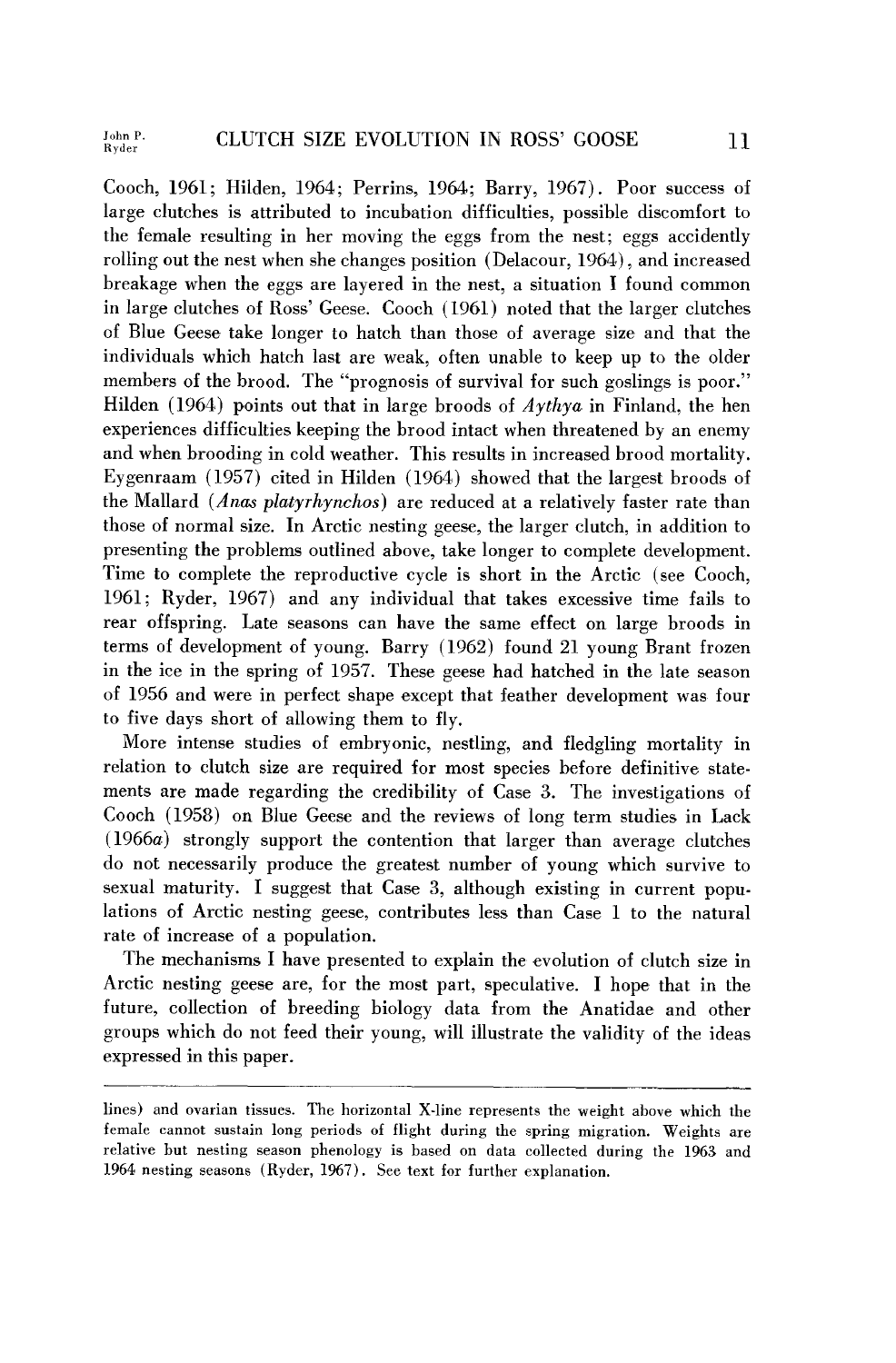Cooch, 1961; Hilden, 1964; Perrins, 1964; Barry, 1967). Poor success of large clutches is attributed to incubation difficulties, possible discomfort to the female resulting in her moving the eggs from the nest; eggs accidently rolling out the nest when she changes position (Delacour, 1964), and increased breakage when the eggs are layered in the nest, a situation I found common in large clutches of Ross' Geese. Cooch (1961) noted that the larger clutches of Blue Geese take longer to hatch than those of average size and that the individuals which hatch last are weak, often unable to keep up to the older members of the brood. The "prognosis of survival for such goslings is poor." Hilden (1964) points out that in large broods of *Aythya* in Finland, the hen experiences difficulties keeping the brood intact when threatened by an enemy and when brooding in cold weather. This results in increased brood mortality. Eygenraam (1957) cited in Hilden (1964) showed that the largest broods of the Mallard (*Anas platyrhynchos*) are reduced at a relatively faster rate than those of normal size. In Arctic nesting geese, the larger clutch, in addition to presenting the problems outlined above, take longer to complete development. Time to complete the reproductive cycle is short in the Arctic (see Cooch, 1961; Ryder, 1967) and any individual that takes excessive time fails to rear offspring. Late seasons can have the same effect on large broods in terms of development of young. Barry (1962) found 21 young Brant frozen in the ice in the spring of 1957. These geese had hatched in the late season of 1956 and were in perfect shape except that feather development was four to five days short of allowing them to fly.

More intense studies of embryonic, nestling, and fledgling mortality in relation to clutch size are required for most species before definitive statements are made regarding the credibility of Case 3. The investigations of Cooch (1958) on Blue Geese and the reviews of long term studies in Lack (1966*a*) strongly support the contention that larger than average clutches do not necessarily produce the greatest number of young which survive to sexual maturity. I suggest that Case 3, although existing in current populations of Arctic nesting geese, contributes less than Case 1 to the natural rate of increase of a population.

The mechanisms I have presented to explain the evolution of clutch size in Arctic nesting geese are, for the most part, speculative. I hope that in the future, collection of breeding biology data from the Anatidae and other groups which do not feed their young, will illustrate the validity of the ideas expressed in this paper.

---

lines) and ovarian tissues. The horizontal X-line represents the weight above which the female cannot sustain long periods of flight during the spring migration. Weights are relative but nesting season phenology is based on data collected during the 1963 and 1964 nesting seasons (Ryder, 1967). See text for further explanation.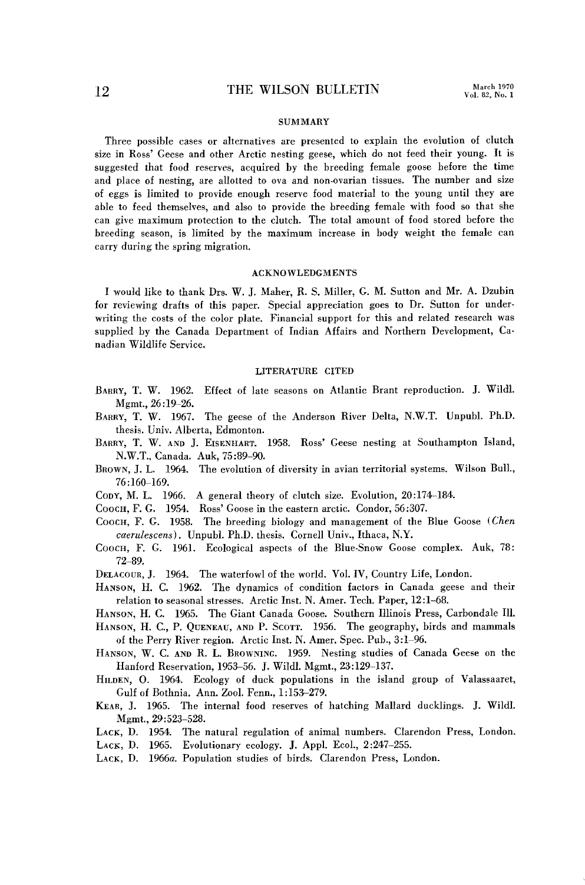## SUMMARY

Three possible cases or alternatives are presented to explain the evolution of clutch size in Ross' Geese and other Arctic nesting geese, which do not feed their young. It is suggested that food reserves, acquired by the breeding female goose before the time and place of nesting, are allotted to ova and non-ovarian tissues. The number and size of eggs is limited to provide enough reserve food material to the young until they are able to feed themselves, and also to provide the breeding female with food so that she can give maximum protection to the clutch. The total amount of food stored before the breeding season, is limited by the maximum increase in body weight the female can carry during the spring migration.

## ACKNOWLEDGMENTS

I would like to thank Drs. W. J. Maher, R. S. Miller, G. M. Sutton and Mr. A. Dzubin for reviewing drafts of this paper. Special appreciation goes to Dr. Sutton for underwriting the costs of the color plate. Financial support for this and related research was supplied by the Canada Department of Indian Affairs and Northern Development, Canadian Wildlife Service.

## LITERATURE CITED

BARRY, T. W. 1962. Effect of late seasons on Atlantic Brant reproduction. J. Wildl. Mgmt., 26:19–26.

BARRY, T. W. 1967. The geese of the Anderson River Delta, N.W.T. Unpubl. Ph.D. thesis. Univ. Alberta, Edmonton.

BARRY, T. W. AND J. EISENHART. 1958. Ross' Geese nesting at Southampton Island, N.W.T., Canada. Auk, 75:89–90.

BROWN, J. L. 1964. The evolution of diversity in avian territorial systems. Wilson Bull., 76:160–169.

CODY, M. L. 1966. A general theory of clutch size. Evolution, 20:174–184.

COOCH, F. G. 1954. Ross' Goose in the eastern arctic. Condor, 56:307.

COOCH, F. G. 1958. The breeding biology and management of the Blue Goose (*Chen caerulescens*). Unpubl. Ph.D. thesis. Cornell Univ., Ithaca, N.Y.

COOCH, F. G. 1961. Ecological aspects of the Blue-Snow Goose complex. Auk, 78: 72–89.

DELACOUR, J. 1964. The waterfowl of the world. Vol. IV, Country Life, London.

HANSON, H. C. 1962. The dynamics of condition factors in Canada geese and their relation to seasonal stresses. Arctic Inst. N. Amer. Tech. Paper, 12:1–68.

HANSON, H. C. 1965. The Giant Canada Goose. Southern Illinois Press, Carbondale Ill.

HANSON, H. C., P. QUENEAU, AND P. SCOTT. 1956. The geography, birds and mammals of the Perry River region. Arctic Inst. N. Amer. Spec. Pub., 3:1–96.

HANSON, W. C. AND R. L. BROWNING. 1959. Nesting studies of Canada Geese on the Hanford Reservation, 1953–56. J. Wildl. Mgmt., 23:129–137.

HILDEN, O. 1964. Ecology of duck populations in the island group of Valassaaret, Gulf of Bothnia. Ann. Zool. Fenn., 1:153–279.

KEAR, J. 1965. The internal food reserves of hatching Mallard ducklings. J. Wildl. Mgmt., 29:523–528.

LACK, D. 1954. The natural regulation of animal numbers. Clarendon Press, London.

LACK, D. 1965. Evolutionary ecology. J. Appl. Ecol., 2:247–255.

LACK, D. 1966*a*. Population studies of birds. Clarendon Press, London.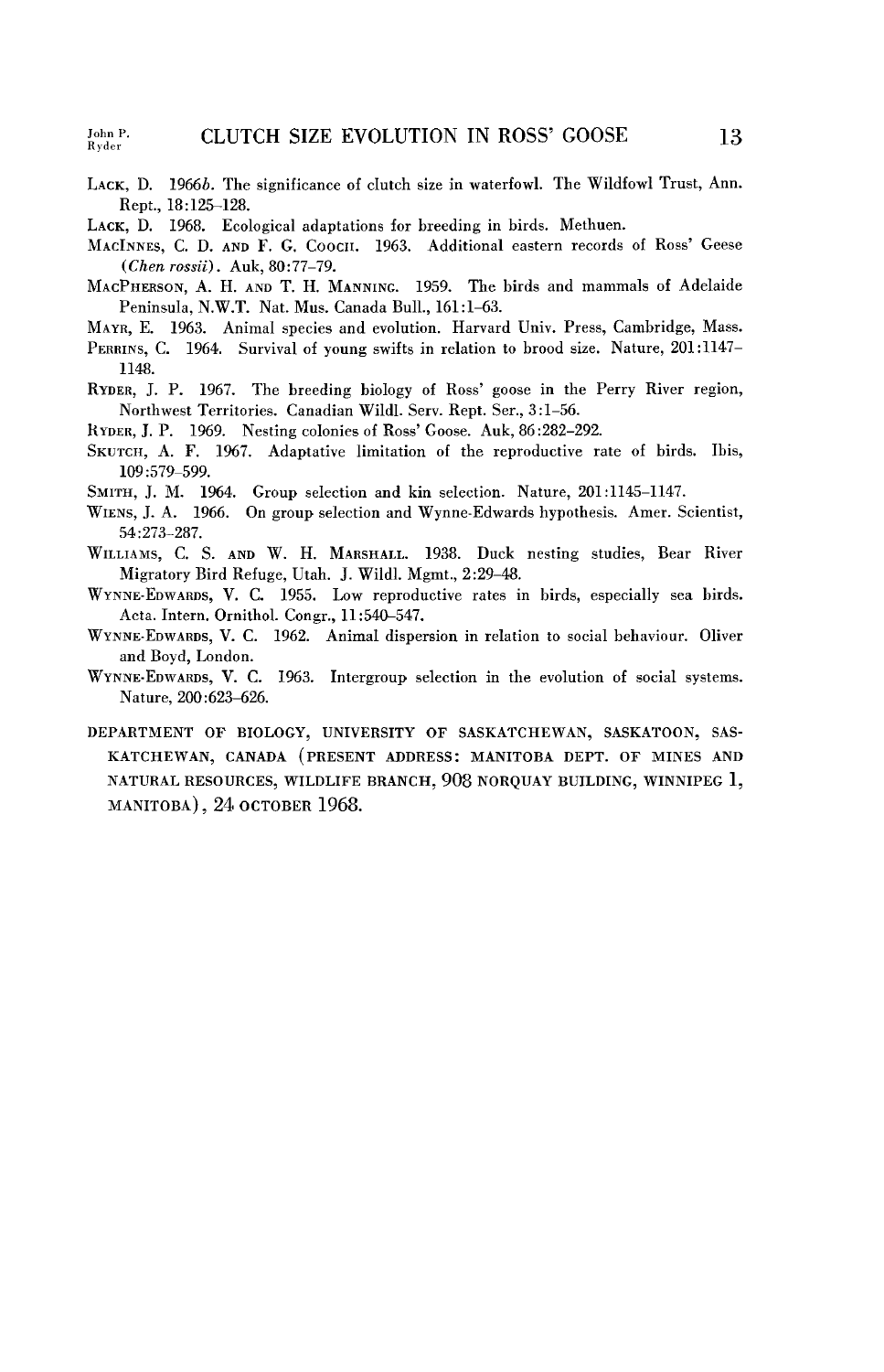LACK, D. 1966*b*. The significance of clutch size in waterfowl. The Wildfowl Trust, Ann. Rept., 18:125–128.

LACK, D. 1968. Ecological adaptations for breeding in birds. Methuen.

MACINNES, C. D. AND F. G. COOCH. 1963. Additional eastern records of Ross' Geese (*Chen rossii*). Auk, 80:77–79.

MACPHERSON, A. H. AND T. H. MANNING. 1959. The birds and mammals of Adelaide Peninsula, N.W.T. Nat. Mus. Canada Bull., 161:1–63.

MAYR, E. 1963. Animal species and evolution. Harvard Univ. Press, Cambridge, Mass.

PERRINS, C. 1964. Survival of young swifts in relation to brood size. Nature, 201:1147–1148.

RYDER, J. P. 1967. The breeding biology of Ross' goose in the Perry River region, Northwest Territories. Canadian Wildl. Serv. Rept. Ser., 3:1–56.

RYDER, J. P. 1969. Nesting colonies of Ross' Goose. Auk, 86:282–292.

SKUTCH, A. F. 1967. Adaptative limitation of the reproductive rate of birds. Ibis, 109:579–599.

SMITH, J. M. 1964. Group selection and kin selection. Nature, 201:1145–1147.

WIENS, J. A. 1966. On group selection and Wynne-Edwards hypothesis. Amer. Scientist, 54:273–287.

WILLIAMS, C. S. AND W. H. MARSHALL. 1938. Duck nesting studies, Bear River Migratory Bird Refuge, Utah. J. Wildl. Mgmt., 2:29–48.

WYNNE-EDWARDS, V. C. 1955. Low reproductive rates in birds, especially sea birds. Acta. Intern. Ornithol. Congr., 11:540–547.

WYNNE-EDWARDS, V. C. 1962. Animal dispersion in relation to social behaviour. Oliver and Boyd, London.

WYNNE-EDWARDS, V. C. 1963. Intergroup selection in the evolution of social systems. Nature, 200:623–626.

DEPARTMENT OF BIOLOGY, UNIVERSITY OF SASKATCHEWAN, SASKATOON, SASKATCHEWAN, CANADA (PRESENT ADDRESS: MANITOBA DEPT. OF MINES AND NATURAL RESOURCES, WILDLIFE BRANCH, 908 NORQUAY BUILDING, WINNIPEG 1, MANITOBA), 24 OCTOBER 1968.